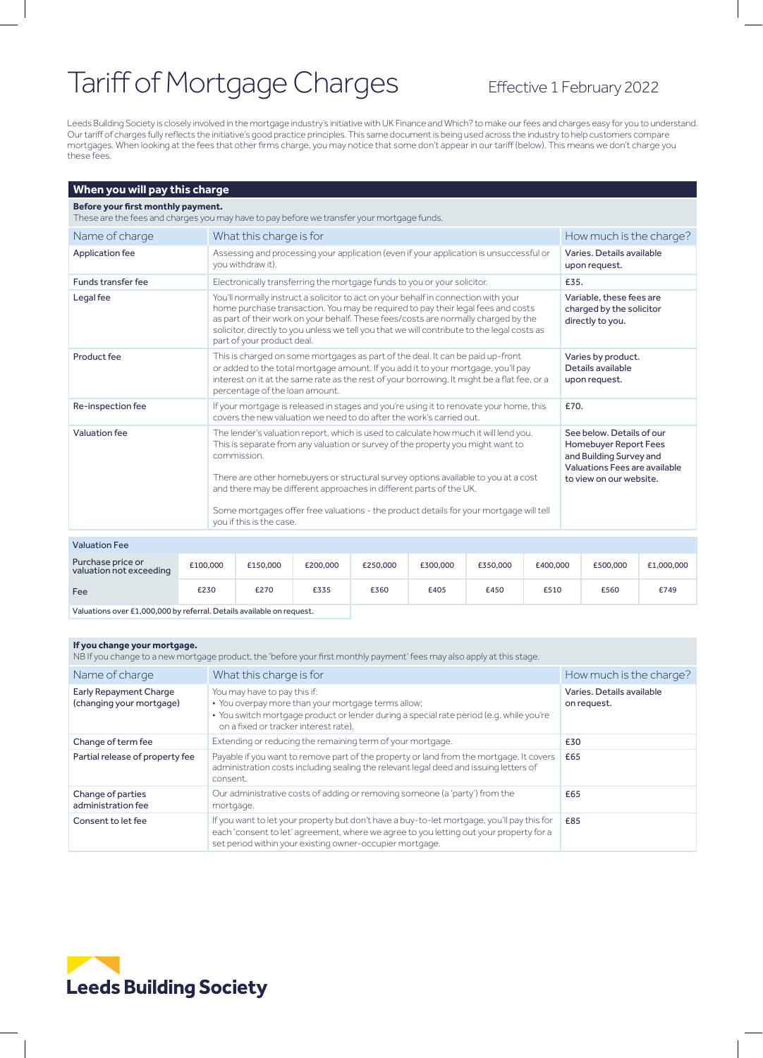# Tariff of Mortgage Charges

Effective 1 February 2022

Leeds Building Society is closely involved in the mortgage industry's initiative with UK Finance and Which? to make our fees and charges easy for you to understand. Our tariff of charges fully reflects the initiative's good practice principles. This same document is being used across the industry to help customers compare mortgages. When looking at the fees that other firms charge, you may notice that some don't appear in our tariff (below). This means we don't charge you these fees.

## When you will pay this charge

**Before your first monthly payment.**
These are the fees and charges you may have to pay before we transfer your mortgage funds.

| Name of charge | What this charge is for | How much is the charge? |
|---|---|---|
| Application fee | Assessing and processing your application (even if your application is unsuccessful or you withdraw it). | Varies. Details available upon request. |
| Funds transfer fee | Electronically transferring the mortgage funds to you or your solicitor. | £35. |
| Legal fee | You'll normally instruct a solicitor to act on your behalf in connection with your home purchase transaction. You may be required to pay their legal fees and costs as part of their work on your behalf. These fees/costs are normally charged by the solicitor, directly to you unless we tell you that we will contribute to the legal costs as part of your product deal. | Variable, these fees are charged by the solicitor directly to you. |
| Product fee | This is charged on some mortgages as part of the deal. It can be paid up-front or added to the total mortgage amount. If you add it to your mortgage, you'll pay interest on it at the same rate as the rest of your borrowing. It might be a flat fee, or a percentage of the loan amount. | Varies by product. Details available upon request. |
| Re-inspection fee | If your mortgage is released in stages and you're using it to renovate your home, this covers the new valuation we need to do after the work's carried out. | £70. |
| Valuation fee | The lender's valuation report, which is used to calculate how much it will lend you. This is separate from any valuation or survey of the property you might want to commission.<br><br>There are other homebuyers or structural survey options available to you at a cost and there may be different approaches in different parts of the UK.<br><br>Some mortgages offer free valuations - the product details for your mortgage will tell you if this is the case. | See below. Details of our Homebuyer Report Fees and Building Survey and Valuations Fees are available to view on our website. |

**Valuation Fee**

| Purchase price or valuation not exceeding | £100,000 | £150,000 | £200,000 | £250,000 | £300,000 | £350,000 | £400,000 | £500,000 | £1,000,000 |
|---|---|---|---|---|---|---|---|---|---|
| Fee | £230 | £270 | £335 | £360 | £405 | £450 | £510 | £560 | £749 |

Valuations over £1,000,000 by referral. Details available on request.

**If you change your mortgage.**
NB If you change to a new mortgage product, the 'before your first monthly payment' fees may also apply at this stage.

| Name of charge | What this charge is for | How much is the charge? |
|---|---|---|
| Early Repayment Charge (changing your mortgage) | You may have to pay this if:<br>• You overpay more than your mortgage terms allow;<br>• You switch mortgage product or lender during a special rate period (e.g. while you're on a fixed or tracker interest rate). | Varies. Details available on request. |
| Change of term fee | Extending or reducing the remaining term of your mortgage. | £30 |
| Partial release of property fee | Payable if you want to remove part of the property or land from the mortgage. It covers administration costs including sealing the relevant legal deed and issuing letters of consent. | £65 |
| Change of parties administration fee | Our administrative costs of adding or removing someone (a 'party') from the mortgage. | £65 |
| Consent to let fee | If you want to let your property but don't have a buy-to-let mortgage, you'll pay this for each 'consent to let' agreement, where we agree to you letting out your property for a set period within your existing owner-occupier mortgage. | £85 |

Leeds Building Society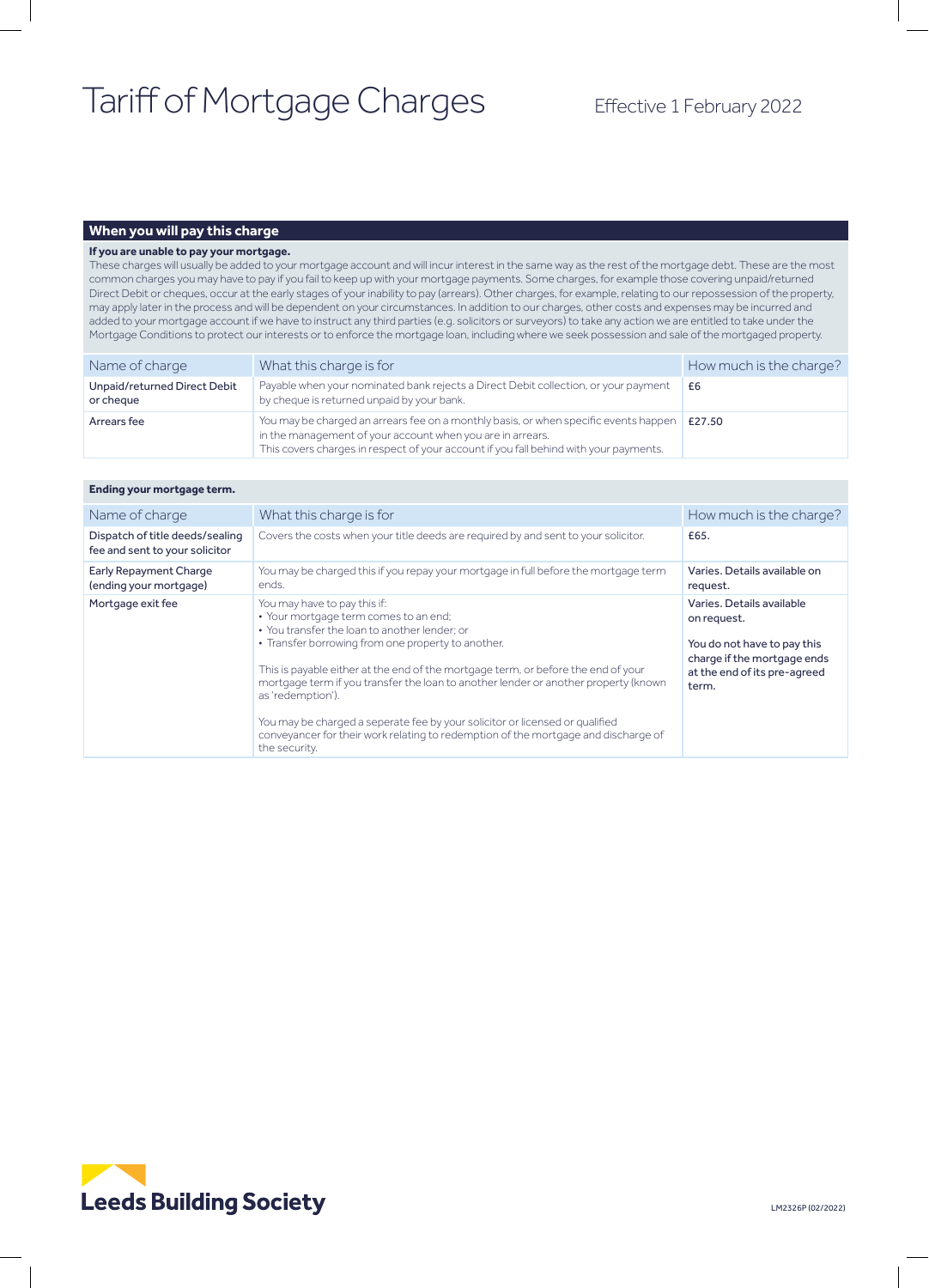# Tariff of Mortgage Charges

Effective 1 February 2022

## When you will pay this charge

**If you are unable to pay your mortgage.**

These charges will usually be added to your mortgage account and will incur interest in the same way as the rest of the mortgage debt. These are the most common charges you may have to pay if you fail to keep up with your mortgage payments. Some charges, for example those covering unpaid/returned Direct Debit or cheques, occur at the early stages of your inability to pay (arrears). Other charges, for example, relating to our repossession of the property, may apply later in the process and will be dependent on your circumstances. In addition to our charges, other costs and expenses may be incurred and added to your mortgage account if we have to instruct any third parties (e.g. solicitors or surveyors) to take any action we are entitled to take under the Mortgage Conditions to protect our interests or to enforce the mortgage loan, including where we seek possession and sale of the mortgaged property.

| Name of charge | What this charge is for | How much is the charge? |
|---|---|---|
| Unpaid/returned Direct Debit or cheque | Payable when your nominated bank rejects a Direct Debit collection, or your payment by cheque is returned unpaid by your bank. | £6 |
| Arrears fee | You may be charged an arrears fee on a monthly basis, or when specific events happen in the management of your account when you are in arrears. This covers charges in respect of your account if you fall behind with your payments. | £27.50 |

**Ending your mortgage term.**

| Name of charge | What this charge is for | How much is the charge? |
|---|---|---|
| Dispatch of title deeds/sealing fee and sent to your solicitor | Covers the costs when your title deeds are required by and sent to your solicitor. | £65. |
| Early Repayment Charge (ending your mortgage) | You may be charged this if you repay your mortgage in full before the mortgage term ends. | Varies. Details available on request. |
| Mortgage exit fee | You may have to pay this if: • Your mortgage term comes to an end; • You transfer the loan to another lender; or • Transfer borrowing from one property to another. This is payable either at the end of the mortgage term, or before the end of your mortgage term if you transfer the loan to another lender or another property (known as 'redemption'). You may be charged a seperate fee by your solicitor or licensed or qualified conveyancer for their work relating to redemption of the mortgage and discharge of the security. | Varies. Details available on request. You do not have to pay this charge if the mortgage ends at the end of its pre-agreed term. |

Leeds Building Society

LM2326P (02/2022)